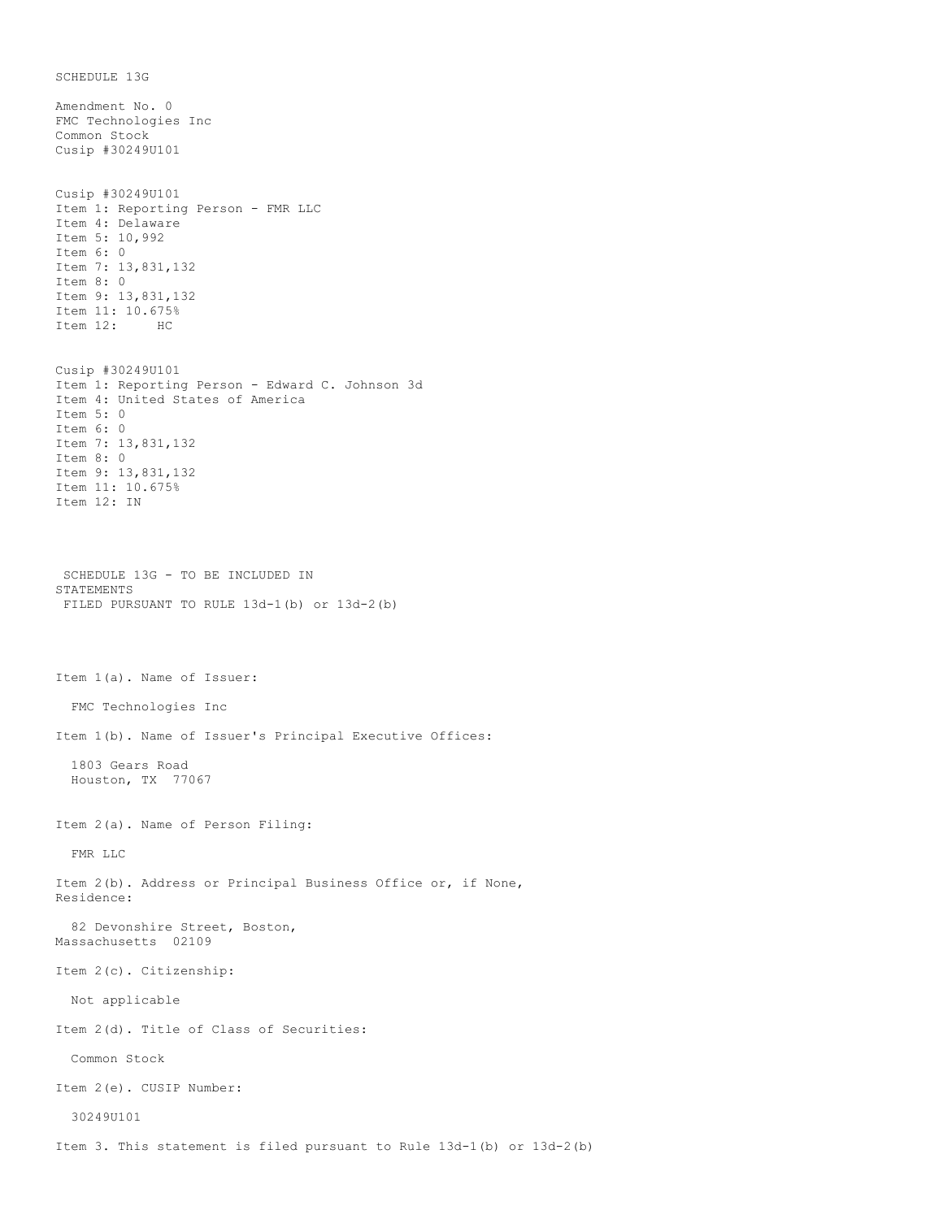SCHEDULE 13G

Amendment No. 0
FMC Technologies Inc
Common Stock
Cusip #30249U101

Cusip #30249U101
Item 1: Reporting Person - FMR LLC
Item 4: Delaware
Item 5: 10,992
Item 6: 0
Item 7: 13,831,132
Item 8: 0
Item 9: 13,831,132
Item 11: 10.675%
Item 12: HC

Cusip #30249U101
Item 1: Reporting Person - Edward C. Johnson 3d
Item 4: United States of America
Item 5: 0
Item 6: 0
Item 7: 13,831,132
Item 8: 0
Item 9: 13,831,132
Item 11: 10.675%
Item 12: IN

SCHEDULE 13G - TO BE INCLUDED IN STATEMENTS
FILED PURSUANT TO RULE 13d-1(b) or 13d-2(b)

Item 1(a). Name of Issuer:

FMC Technologies Inc

Item 1(b). Name of Issuer's Principal Executive Offices:

1803 Gears Road
Houston, TX 77067

Item 2(a). Name of Person Filing:

FMR LLC

Item 2(b). Address or Principal Business Office or, if None, Residence:

82 Devonshire Street, Boston, Massachusetts 02109

Item 2(c). Citizenship:

Not applicable

Item 2(d). Title of Class of Securities:

Common Stock

Item 2(e). CUSIP Number:

30249U101

Item 3. This statement is filed pursuant to Rule 13d-1(b) or 13d-2(b)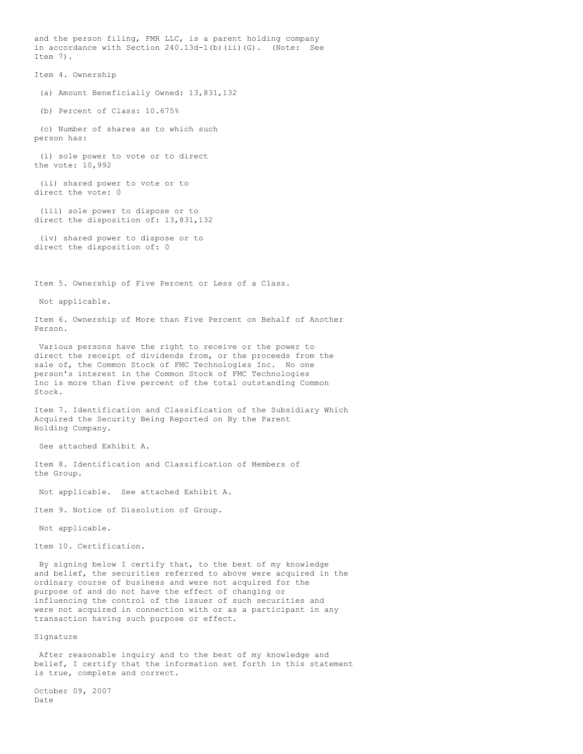and the person filing, FMR LLC, is a parent holding company in accordance with Section 240.13d-1(b)(ii)(G). (Note: See Item 7).

Item 4. Ownership

(a) Amount Beneficially Owned: 13,831,132

(b) Percent of Class: 10.675%

(c) Number of shares as to which such person has:

(i) sole power to vote or to direct the vote: 10,992

(ii) shared power to vote or to direct the vote: 0

(iii) sole power to dispose or to direct the disposition of: 13,831,132

(iv) shared power to dispose or to direct the disposition of: 0

Item 5. Ownership of Five Percent or Less of a Class.

Not applicable.

Item 6. Ownership of More than Five Percent on Behalf of Another Person.

Various persons have the right to receive or the power to direct the receipt of dividends from, or the proceeds from the sale of, the Common Stock of FMC Technologies Inc. No one person's interest in the Common Stock of FMC Technologies Inc is more than five percent of the total outstanding Common Stock.

Item 7. Identification and Classification of the Subsidiary Which Acquired the Security Being Reported on By the Parent Holding Company.

See attached Exhibit A.

Item 8. Identification and Classification of Members of the Group.

Not applicable. See attached Exhibit A.

Item 9. Notice of Dissolution of Group.

Not applicable.

Item 10. Certification.

By signing below I certify that, to the best of my knowledge and belief, the securities referred to above were acquired in the ordinary course of business and were not acquired for the purpose of and do not have the effect of changing or influencing the control of the issuer of such securities and were not acquired in connection with or as a participant in any transaction having such purpose or effect.

Signature

After reasonable inquiry and to the best of my knowledge and belief, I certify that the information set forth in this statement is true, complete and correct.

October 09, 2007
Date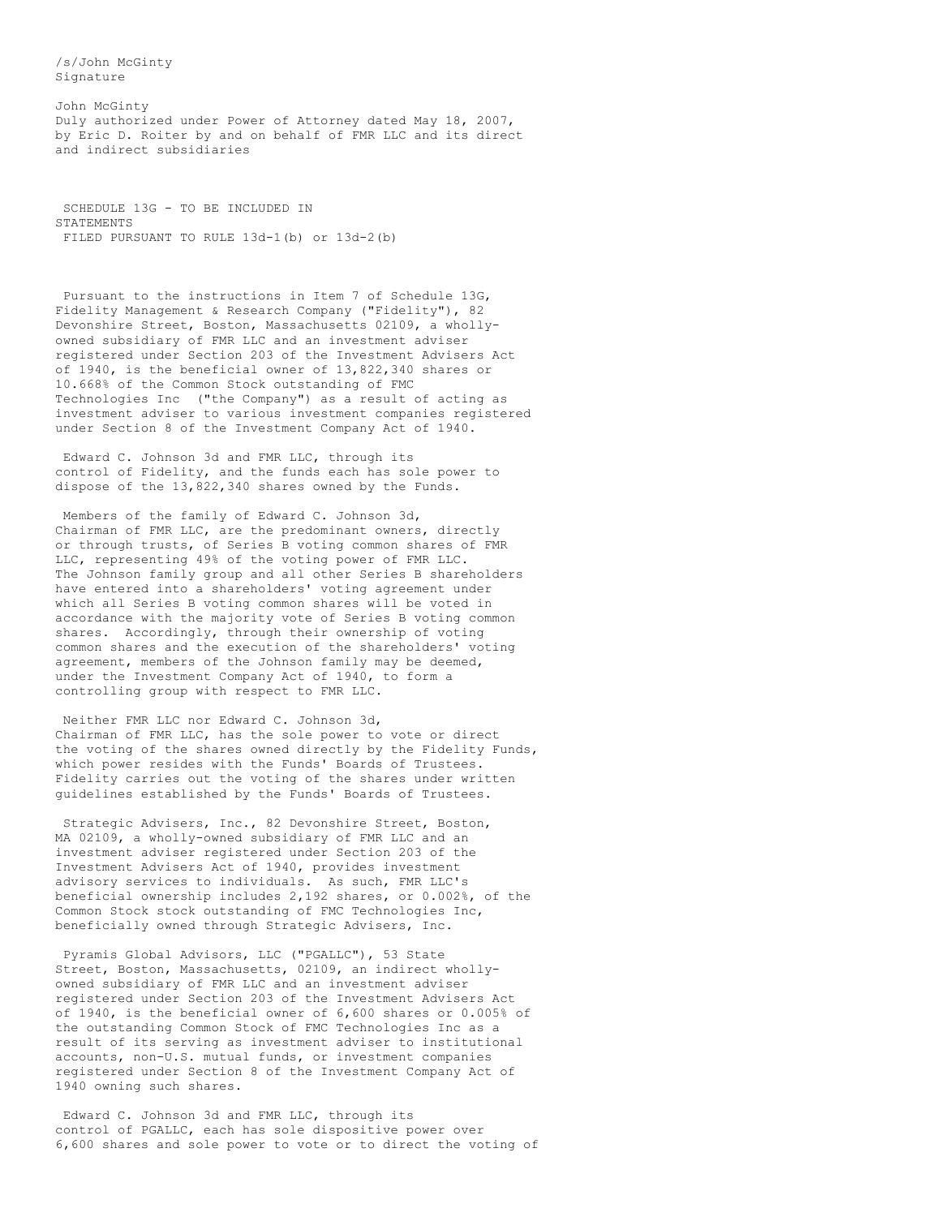/s/John McGinty
Signature

John McGinty
Duly authorized under Power of Attorney dated May 18, 2007, by Eric D. Roiter by and on behalf of FMR LLC and its direct and indirect subsidiaries

SCHEDULE 13G - TO BE INCLUDED IN STATEMENTS
FILED PURSUANT TO RULE 13d-1(b) or 13d-2(b)

Pursuant to the instructions in Item 7 of Schedule 13G, Fidelity Management & Research Company ("Fidelity"), 82 Devonshire Street, Boston, Massachusetts 02109, a wholly-owned subsidiary of FMR LLC and an investment adviser registered under Section 203 of the Investment Advisers Act of 1940, is the beneficial owner of 13,822,340 shares or 10.668% of the Common Stock outstanding of FMC Technologies Inc ("the Company") as a result of acting as investment adviser to various investment companies registered under Section 8 of the Investment Company Act of 1940.

Edward C. Johnson 3d and FMR LLC, through its control of Fidelity, and the funds each has sole power to dispose of the 13,822,340 shares owned by the Funds.

Members of the family of Edward C. Johnson 3d, Chairman of FMR LLC, are the predominant owners, directly or through trusts, of Series B voting common shares of FMR LLC, representing 49% of the voting power of FMR LLC. The Johnson family group and all other Series B shareholders have entered into a shareholders' voting agreement under which all Series B voting common shares will be voted in accordance with the majority vote of Series B voting common shares. Accordingly, through their ownership of voting common shares and the execution of the shareholders' voting agreement, members of the Johnson family may be deemed, under the Investment Company Act of 1940, to form a controlling group with respect to FMR LLC.

Neither FMR LLC nor Edward C. Johnson 3d, Chairman of FMR LLC, has the sole power to vote or direct the voting of the shares owned directly by the Fidelity Funds, which power resides with the Funds' Boards of Trustees. Fidelity carries out the voting of the shares under written guidelines established by the Funds' Boards of Trustees.

Strategic Advisers, Inc., 82 Devonshire Street, Boston, MA 02109, a wholly-owned subsidiary of FMR LLC and an investment adviser registered under Section 203 of the Investment Advisers Act of 1940, provides investment advisory services to individuals. As such, FMR LLC's beneficial ownership includes 2,192 shares, or 0.002%, of the Common Stock stock outstanding of FMC Technologies Inc, beneficially owned through Strategic Advisers, Inc.

Pyramis Global Advisors, LLC ("PGALLC"), 53 State Street, Boston, Massachusetts, 02109, an indirect wholly-owned subsidiary of FMR LLC and an investment adviser registered under Section 203 of the Investment Advisers Act of 1940, is the beneficial owner of 6,600 shares or 0.005% of the outstanding Common Stock of FMC Technologies Inc as a result of its serving as investment adviser to institutional accounts, non-U.S. mutual funds, or investment companies registered under Section 8 of the Investment Company Act of 1940 owning such shares.

Edward C. Johnson 3d and FMR LLC, through its control of PGALLC, each has sole dispositive power over 6,600 shares and sole power to vote or to direct the voting of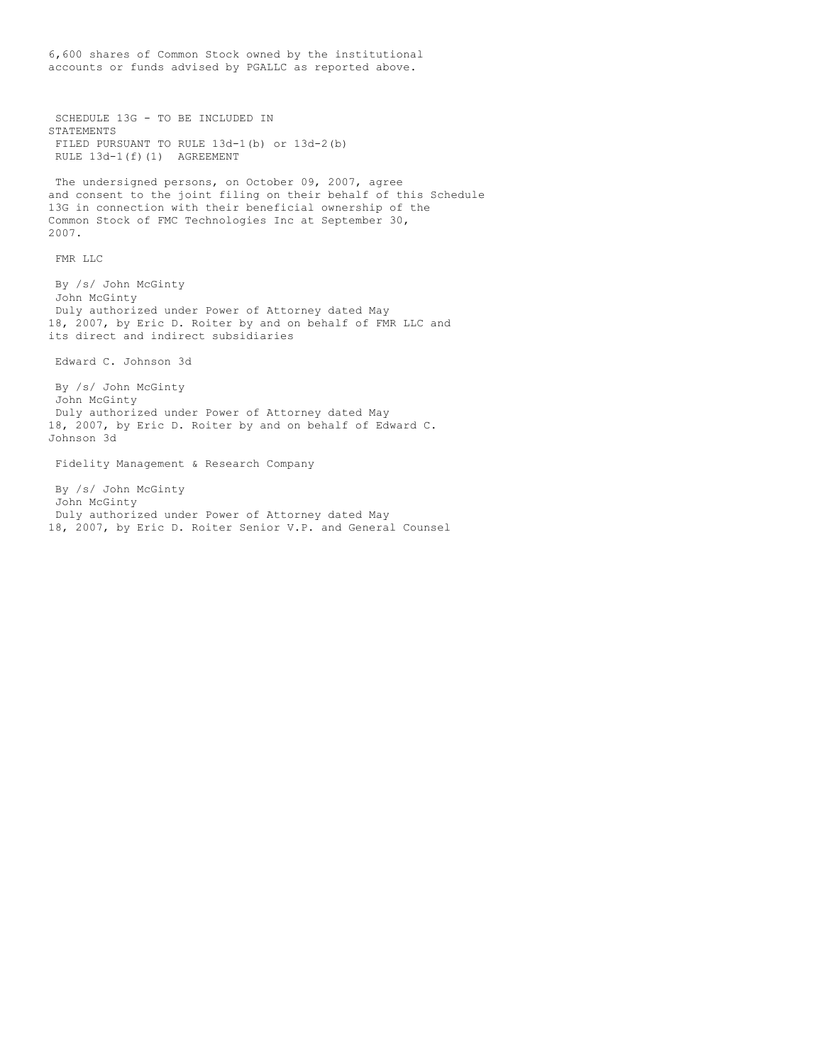6,600 shares of Common Stock owned by the institutional accounts or funds advised by PGALLC as reported above.

SCHEDULE 13G - TO BE INCLUDED IN STATEMENTS
FILED PURSUANT TO RULE 13d-1(b) or 13d-2(b)
RULE 13d-1(f)(1) AGREEMENT

The undersigned persons, on October 09, 2007, agree and consent to the joint filing on their behalf of this Schedule 13G in connection with their beneficial ownership of the Common Stock of FMC Technologies Inc at September 30, 2007.

FMR LLC

By /s/ John McGinty
John McGinty
Duly authorized under Power of Attorney dated May 18, 2007, by Eric D. Roiter by and on behalf of FMR LLC and its direct and indirect subsidiaries

Edward C. Johnson 3d

By /s/ John McGinty
John McGinty
Duly authorized under Power of Attorney dated May 18, 2007, by Eric D. Roiter by and on behalf of Edward C. Johnson 3d

Fidelity Management & Research Company

By /s/ John McGinty
John McGinty
Duly authorized under Power of Attorney dated May 18, 2007, by Eric D. Roiter Senior V.P. and General Counsel